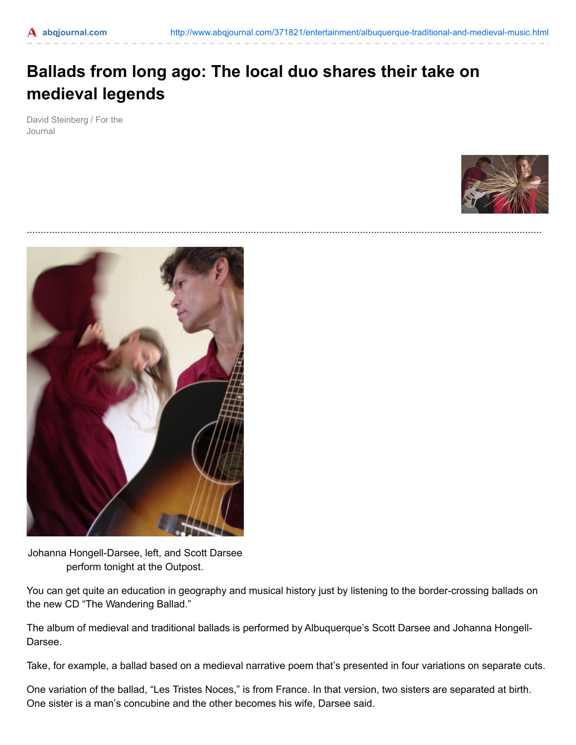# Ballads from long ago: The local duo shares their take on medieval legends

David Steinberg / For the Journal

Johanna Hongell-Darsee, left, and Scott Darsee perform tonight at the Outpost.

You can get quite an education in geography and musical history just by listening to the border-crossing ballads on the new CD "The Wandering Ballad."

The album of medieval and traditional ballads is performed by Albuquerque's Scott Darsee and Johanna Hongell-Darsee.

Take, for example, a ballad based on a medieval narrative poem that's presented in four variations on separate cuts.

One variation of the ballad, "Les Tristes Noces," is from France. In that version, two sisters are separated at birth. One sister is a man's concubine and the other becomes his wife, Darsee said.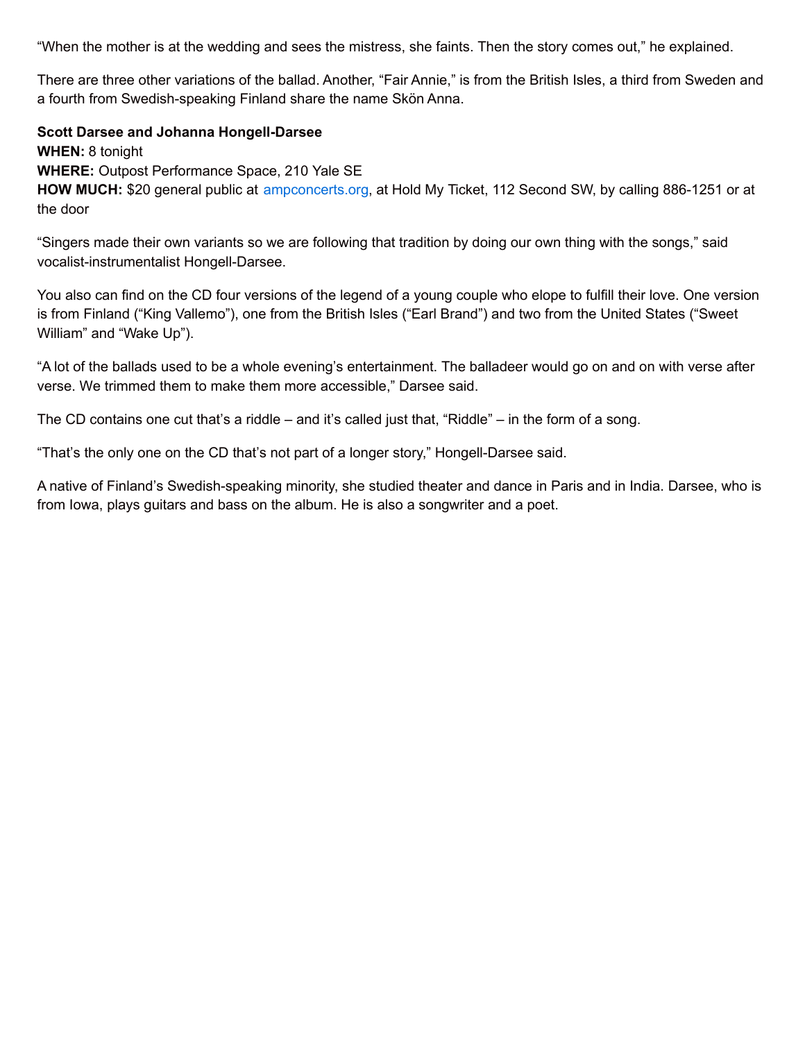"When the mother is at the wedding and sees the mistress, she faints. Then the story comes out," he explained.

There are three other variations of the ballad. Another, "Fair Annie," is from the British Isles, a third from Sweden and a fourth from Swedish-speaking Finland share the name Skön Anna.

**Scott Darsee and Johanna Hongell-Darsee**
**WHEN:** 8 tonight
**WHERE:** Outpost Performance Space, 210 Yale SE
**HOW MUCH:** $20 general public at ampconcerts.org, at Hold My Ticket, 112 Second SW, by calling 886-1251 or at the door

"Singers made their own variants so we are following that tradition by doing our own thing with the songs," said vocalist-instrumentalist Hongell-Darsee.

You also can find on the CD four versions of the legend of a young couple who elope to fulfill their love. One version is from Finland ("King Vallemo"), one from the British Isles ("Earl Brand") and two from the United States ("Sweet William" and "Wake Up").

"A lot of the ballads used to be a whole evening's entertainment. The balladeer would go on and on with verse after verse. We trimmed them to make them more accessible," Darsee said.

The CD contains one cut that's a riddle – and it's called just that, "Riddle" – in the form of a song.

"That's the only one on the CD that's not part of a longer story," Hongell-Darsee said.

A native of Finland's Swedish-speaking minority, she studied theater and dance in Paris and in India. Darsee, who is from Iowa, plays guitars and bass on the album. He is also a songwriter and a poet.